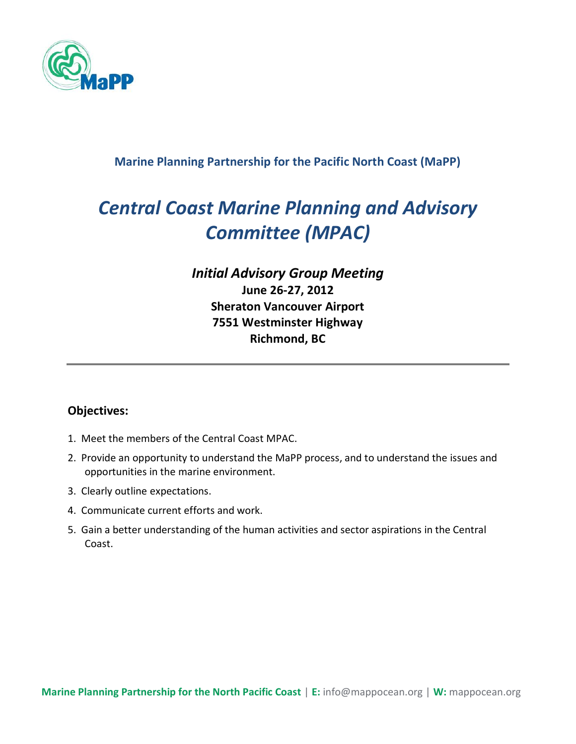**Marine Planning Partnership for the Pacific North Coast (MaPP)**

# *Central Coast Marine Planning and Advisory Committee (MPAC)*

***Initial Advisory Group Meeting***

**June 26-27, 2012**
**Sheraton Vancouver Airport**
**7551 Westminster Highway**
**Richmond, BC**

---

## Objectives:

1. Meet the members of the Central Coast MPAC.
2. Provide an opportunity to understand the MaPP process, and to understand the issues and opportunities in the marine environment.
3. Clearly outline expectations.
4. Communicate current efforts and work.
5. Gain a better understanding of the human activities and sector aspirations in the Central Coast.

**Marine Planning Partnership for the North Pacific Coast** | **E:** info@mappocean.org | **W:** mappocean.org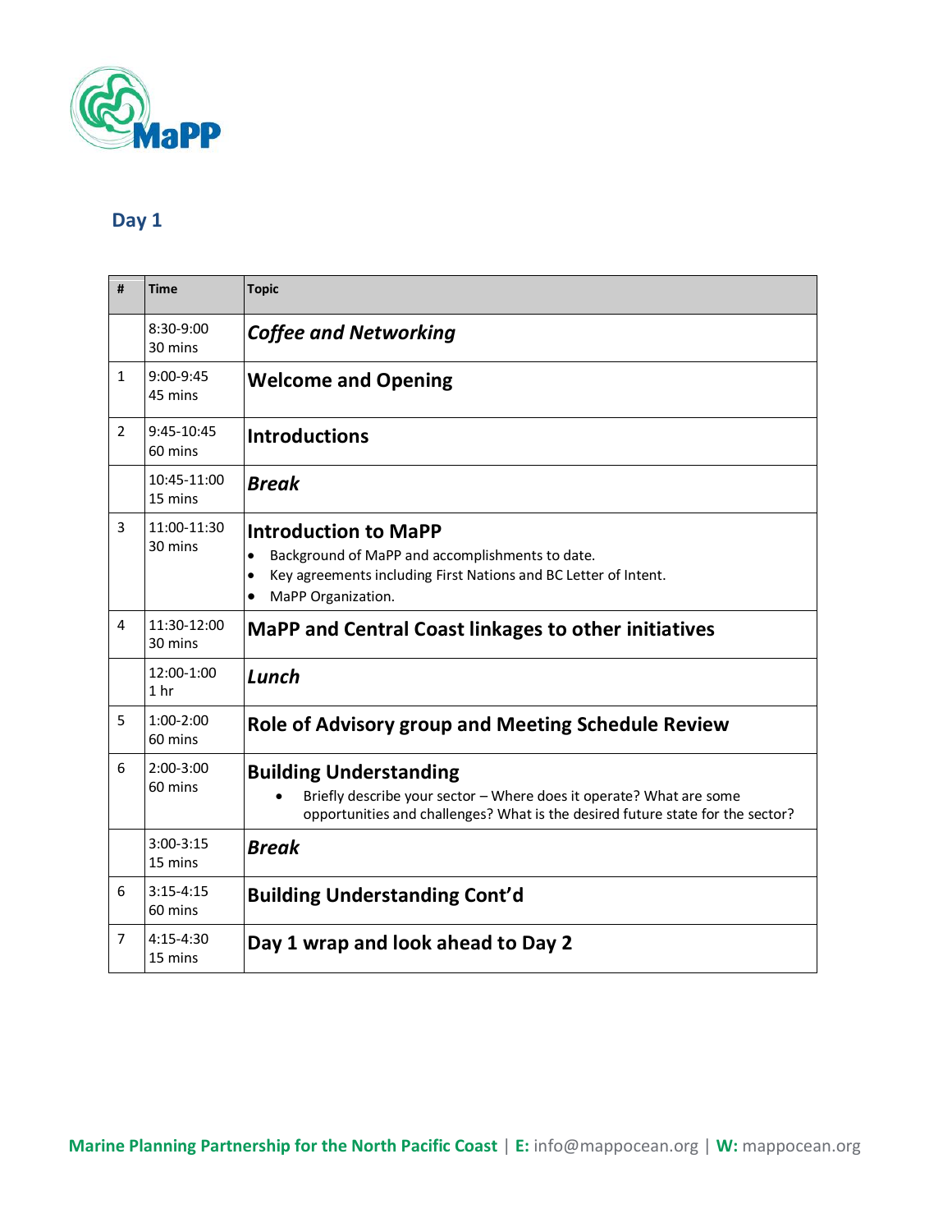## Day 1

| # | Time | Topic |
|---|---|---|
| | 8:30-9:00<br>30 mins | ***Coffee and Networking*** |
| 1 | 9:00-9:45<br>45 mins | **Welcome and Opening** |
| 2 | 9:45-10:45<br>60 mins | **Introductions** |
| | 10:45-11:00<br>15 mins | ***Break*** |
| 3 | 11:00-11:30<br>30 mins | **Introduction to MaPP**<br>• Background of MaPP and accomplishments to date.<br>• Key agreements including First Nations and BC Letter of Intent.<br>• MaPP Organization. |
| 4 | 11:30-12:00<br>30 mins | **MaPP and Central Coast linkages to other initiatives** |
| | 12:00-1:00<br>1 hr | ***Lunch*** |
| 5 | 1:00-2:00<br>60 mins | **Role of Advisory group and Meeting Schedule Review** |
| 6 | 2:00-3:00<br>60 mins | **Building Understanding**<br>• Briefly describe your sector – Where does it operate? What are some opportunities and challenges? What is the desired future state for the sector? |
| | 3:00-3:15<br>15 mins | ***Break*** |
| 6 | 3:15-4:15<br>60 mins | **Building Understanding Cont'd** |
| 7 | 4:15-4:30<br>15 mins | **Day 1 wrap and look ahead to Day 2** |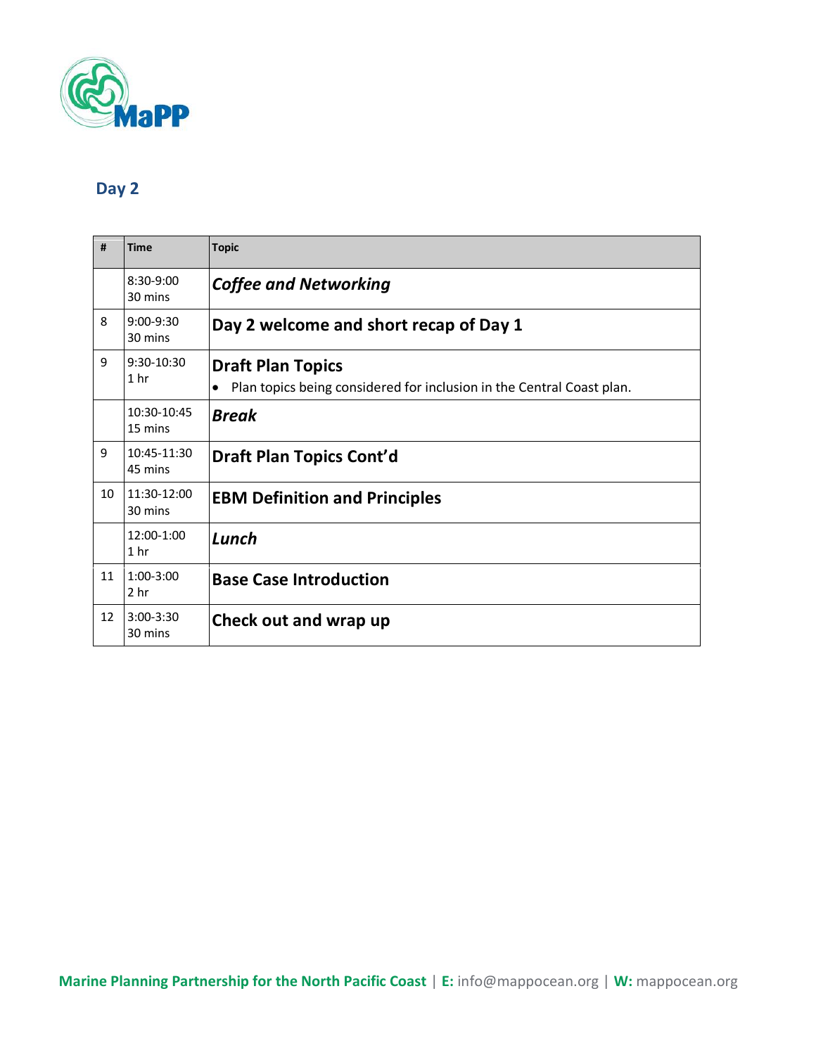## Day 2

| # | Time | Topic |
|---|---|---|
| | 8:30-9:00<br>30 mins | ***Coffee and Networking*** |
| 8 | 9:00-9:30<br>30 mins | **Day 2 welcome and short recap of Day 1** |
| 9 | 9:30-10:30<br>1 hr | **Draft Plan Topics**<br>• Plan topics being considered for inclusion in the Central Coast plan. |
| | 10:30-10:45<br>15 mins | ***Break*** |
| 9 | 10:45-11:30<br>45 mins | **Draft Plan Topics Cont'd** |
| 10 | 11:30-12:00<br>30 mins | **EBM Definition and Principles** |
| | 12:00-1:00<br>1 hr | ***Lunch*** |
| 11 | 1:00-3:00<br>2 hr | **Base Case Introduction** |
| 12 | 3:00-3:30<br>30 mins | **Check out and wrap up** |